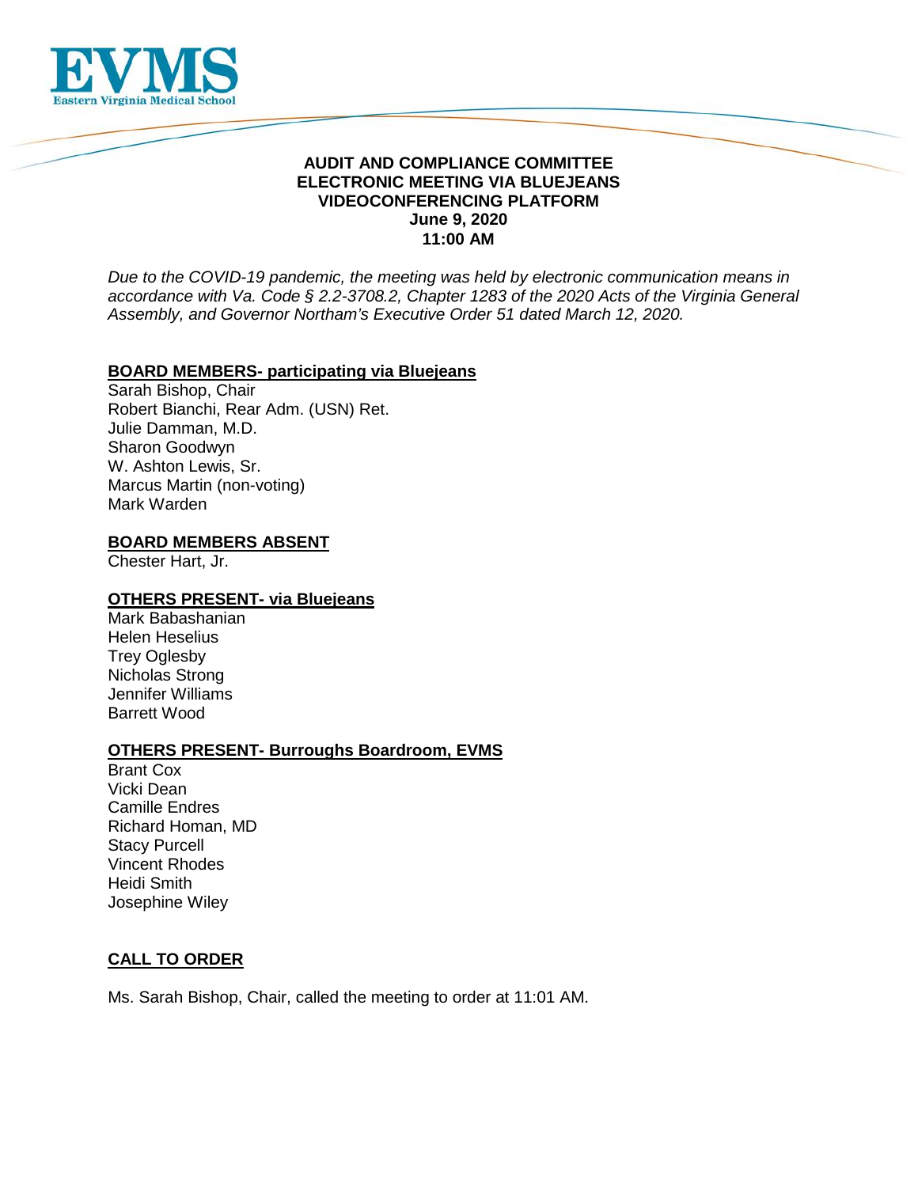# AUDIT AND COMPLIANCE COMMITTEE
## ELECTRONIC MEETING VIA BLUEJEANS VIDEOCONFERENCING PLATFORM
## June 9, 2020
## 11:00 AM

*Due to the COVID-19 pandemic, the meeting was held by electronic communication means in accordance with Va. Code § 2.2-3708.2, Chapter 1283 of the 2020 Acts of the Virginia General Assembly, and Governor Northam's Executive Order 51 dated March 12, 2020.*

**BOARD MEMBERS- participating via Bluejeans**

Sarah Bishop, Chair
Robert Bianchi, Rear Adm. (USN) Ret.
Julie Damman, M.D.
Sharon Goodwyn
W. Ashton Lewis, Sr.
Marcus Martin (non-voting)
Mark Warden

**BOARD MEMBERS ABSENT**

Chester Hart, Jr.

**OTHERS PRESENT- via Bluejeans**

Mark Babashanian
Helen Heselius
Trey Oglesby
Nicholas Strong
Jennifer Williams
Barrett Wood

**OTHERS PRESENT- Burroughs Boardroom, EVMS**

Brant Cox
Vicki Dean
Camille Endres
Richard Homan, MD
Stacy Purcell
Vincent Rhodes
Heidi Smith
Josephine Wiley

**CALL TO ORDER**

Ms. Sarah Bishop, Chair, called the meeting to order at 11:01 AM.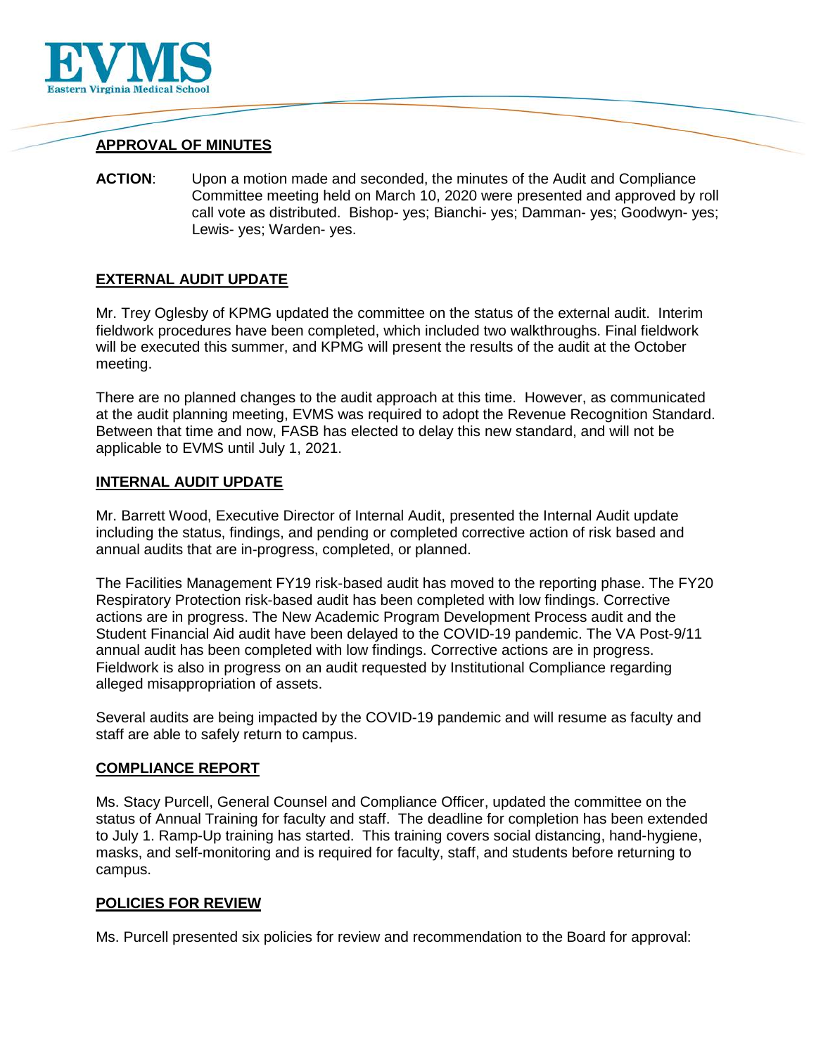## APPROVAL OF MINUTES

**ACTION**: Upon a motion made and seconded, the minutes of the Audit and Compliance Committee meeting held on March 10, 2020 were presented and approved by roll call vote as distributed. Bishop- yes; Bianchi- yes; Damman- yes; Goodwyn- yes; Lewis- yes; Warden- yes.

## EXTERNAL AUDIT UPDATE

Mr. Trey Oglesby of KPMG updated the committee on the status of the external audit. Interim fieldwork procedures have been completed, which included two walkthroughs. Final fieldwork will be executed this summer, and KPMG will present the results of the audit at the October meeting.

There are no planned changes to the audit approach at this time. However, as communicated at the audit planning meeting, EVMS was required to adopt the Revenue Recognition Standard. Between that time and now, FASB has elected to delay this new standard, and will not be applicable to EVMS until July 1, 2021.

## INTERNAL AUDIT UPDATE

Mr. Barrett Wood, Executive Director of Internal Audit, presented the Internal Audit update including the status, findings, and pending or completed corrective action of risk based and annual audits that are in-progress, completed, or planned.

The Facilities Management FY19 risk-based audit has moved to the reporting phase. The FY20 Respiratory Protection risk-based audit has been completed with low findings. Corrective actions are in progress. The New Academic Program Development Process audit and the Student Financial Aid audit have been delayed to the COVID-19 pandemic. The VA Post-9/11 annual audit has been completed with low findings. Corrective actions are in progress. Fieldwork is also in progress on an audit requested by Institutional Compliance regarding alleged misappropriation of assets.

Several audits are being impacted by the COVID-19 pandemic and will resume as faculty and staff are able to safely return to campus.

## COMPLIANCE REPORT

Ms. Stacy Purcell, General Counsel and Compliance Officer, updated the committee on the status of Annual Training for faculty and staff. The deadline for completion has been extended to July 1. Ramp-Up training has started. This training covers social distancing, hand-hygiene, masks, and self-monitoring and is required for faculty, staff, and students before returning to campus.

## POLICIES FOR REVIEW

Ms. Purcell presented six policies for review and recommendation to the Board for approval: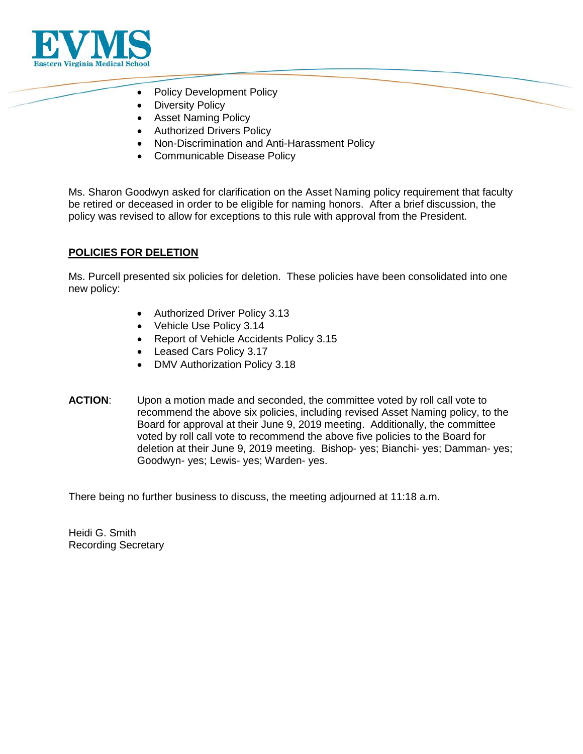- Policy Development Policy
- Diversity Policy
- Asset Naming Policy
- Authorized Drivers Policy
- Non-Discrimination and Anti-Harassment Policy
- Communicable Disease Policy

Ms. Sharon Goodwyn asked for clarification on the Asset Naming policy requirement that faculty be retired or deceased in order to be eligible for naming honors. After a brief discussion, the policy was revised to allow for exceptions to this rule with approval from the President.

**POLICIES FOR DELETION**

Ms. Purcell presented six policies for deletion. These policies have been consolidated into one new policy:

- Authorized Driver Policy 3.13
- Vehicle Use Policy 3.14
- Report of Vehicle Accidents Policy 3.15
- Leased Cars Policy 3.17
- DMV Authorization Policy 3.18

**ACTION**: Upon a motion made and seconded, the committee voted by roll call vote to recommend the above six policies, including revised Asset Naming policy, to the Board for approval at their June 9, 2019 meeting. Additionally, the committee voted by roll call vote to recommend the above five policies to the Board for deletion at their June 9, 2019 meeting. Bishop- yes; Bianchi- yes; Damman- yes; Goodwyn- yes; Lewis- yes; Warden- yes.

There being no further business to discuss, the meeting adjourned at 11:18 a.m.

Heidi G. Smith
Recording Secretary